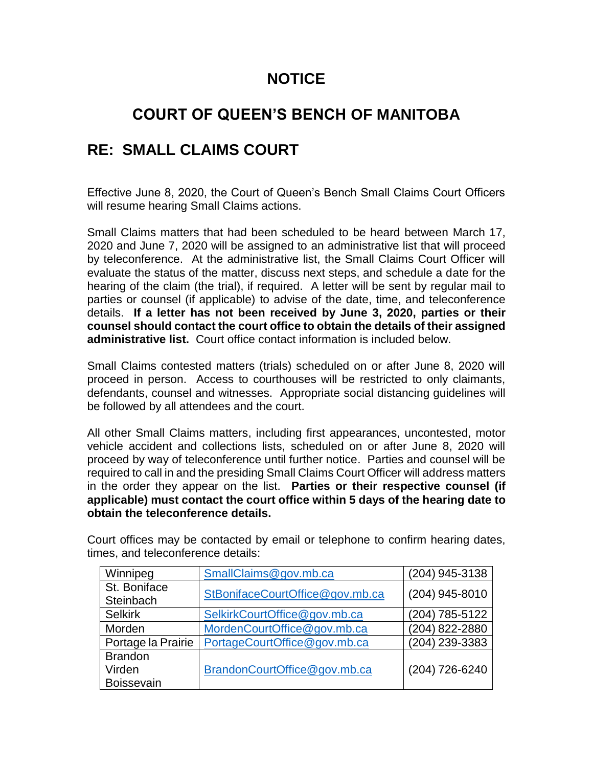# NOTICE

# COURT OF QUEEN'S BENCH OF MANITOBA

## RE: SMALL CLAIMS COURT

Effective June 8, 2020, the Court of Queen's Bench Small Claims Court Officers will resume hearing Small Claims actions.

Small Claims matters that had been scheduled to be heard between March 17, 2020 and June 7, 2020 will be assigned to an administrative list that will proceed by teleconference. At the administrative list, the Small Claims Court Officer will evaluate the status of the matter, discuss next steps, and schedule a date for the hearing of the claim (the trial), if required. A letter will be sent by regular mail to parties or counsel (if applicable) to advise of the date, time, and teleconference details. **If a letter has not been received by June 3, 2020, parties or their counsel should contact the court office to obtain the details of their assigned administrative list.** Court office contact information is included below.

Small Claims contested matters (trials) scheduled on or after June 8, 2020 will proceed in person. Access to courthouses will be restricted to only claimants, defendants, counsel and witnesses. Appropriate social distancing guidelines will be followed by all attendees and the court.

All other Small Claims matters, including first appearances, uncontested, motor vehicle accident and collections lists, scheduled on or after June 8, 2020 will proceed by way of teleconference until further notice. Parties and counsel will be required to call in and the presiding Small Claims Court Officer will address matters in the order they appear on the list. **Parties or their respective counsel (if applicable) must contact the court office within 5 days of the hearing date to obtain the teleconference details.**

Court offices may be contacted by email or telephone to confirm hearing dates, times, and teleconference details:

| Location | Email | Telephone |
|---|---|---|
| Winnipeg | SmallClaims@gov.mb.ca | (204) 945-3138 |
| St. Boniface<br>Steinbach | StBonifaceCourtOffice@gov.mb.ca | (204) 945-8010 |
| Selkirk | SelkirkCourtOffice@gov.mb.ca | (204) 785-5122 |
| Morden | MordenCourtOffice@gov.mb.ca | (204) 822-2880 |
| Portage la Prairie | PortageCourtOffice@gov.mb.ca | (204) 239-3383 |
| Brandon<br>Virden<br>Boissevain | BrandonCourtOffice@gov.mb.ca | (204) 726-6240 |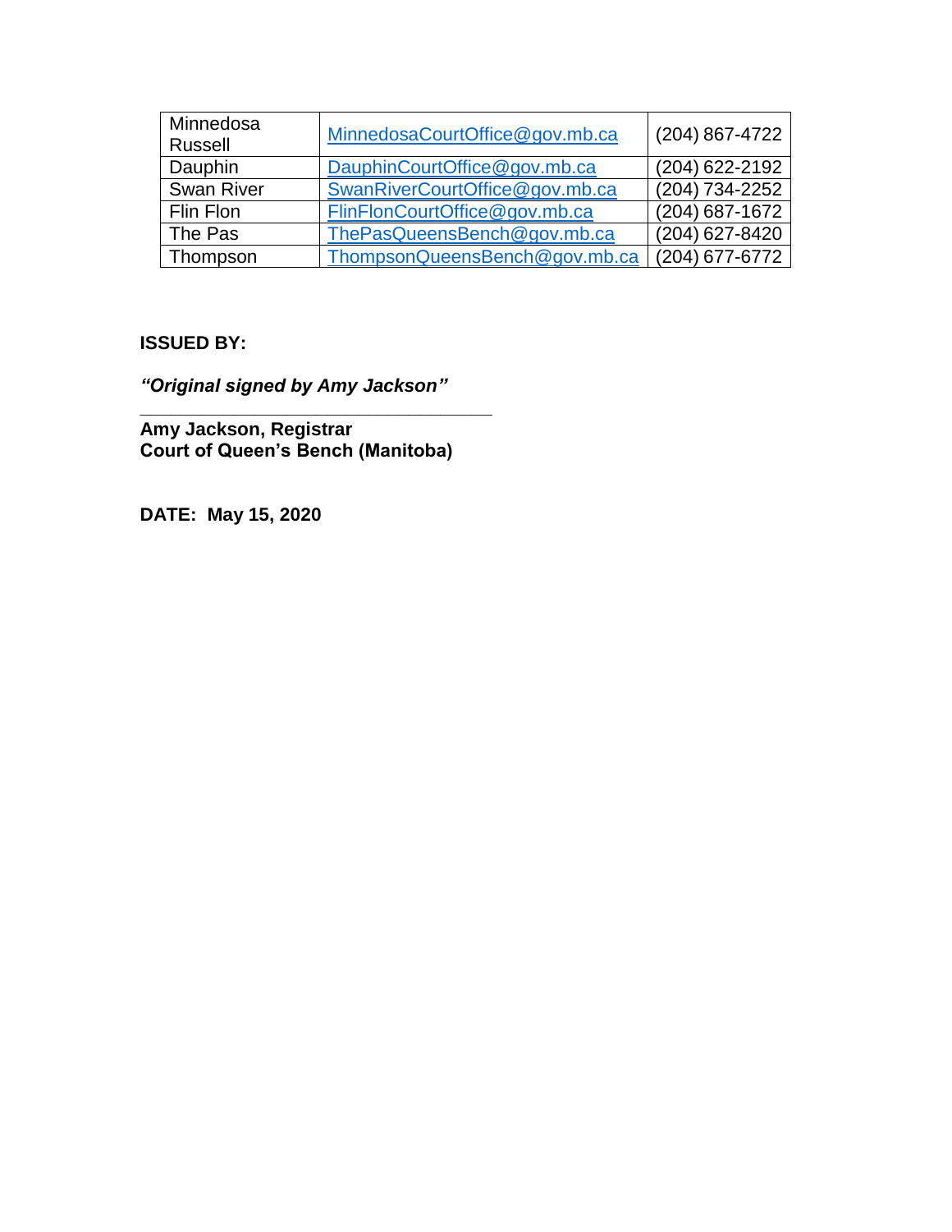| | | |
|---|---|---|
| Minnedosa<br>Russell | MinnedosaCourtOffice@gov.mb.ca | (204) 867-4722 |
| Dauphin | DauphinCourtOffice@gov.mb.ca | (204) 622-2192 |
| Swan River | SwanRiverCourtOffice@gov.mb.ca | (204) 734-2252 |
| Flin Flon | FlinFlonCourtOffice@gov.mb.ca | (204) 687-1672 |
| The Pas | ThePasQueensBench@gov.mb.ca | (204) 627-8420 |
| Thompson | ThompsonQueensBench@gov.mb.ca | (204) 677-6772 |

**ISSUED BY:**

***"Original signed by Amy Jackson"***

---

**Amy Jackson, Registrar**
**Court of Queen's Bench (Manitoba)**

**DATE: May 15, 2020**